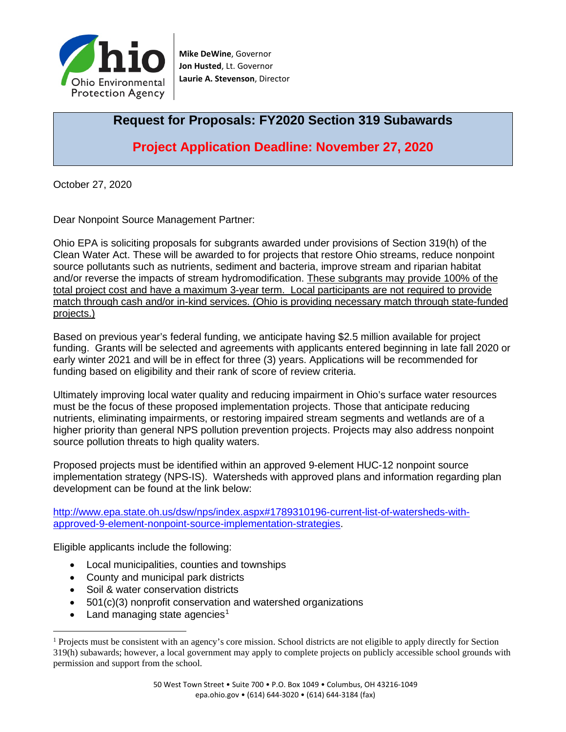Ohio Environmental Protection Agency

**Mike DeWine**, Governor
**Jon Husted**, Lt. Governor
**Laurie A. Stevenson**, Director

# Request for Proposals: FY2020 Section 319 Subawards

## Project Application Deadline: November 27, 2020

October 27, 2020

Dear Nonpoint Source Management Partner:

Ohio EPA is soliciting proposals for subgrants awarded under provisions of Section 319(h) of the Clean Water Act. These will be awarded to for projects that restore Ohio streams, reduce nonpoint source pollutants such as nutrients, sediment and bacteria, improve stream and riparian habitat and/or reverse the impacts of stream hydromodification. These subgrants may provide 100% of the total project cost and have a maximum 3-year term. Local participants are not required to provide match through cash and/or in-kind services. (Ohio is providing necessary match through state-funded projects.)

Based on previous year's federal funding, we anticipate having $2.5 million available for project funding. Grants will be selected and agreements with applicants entered beginning in late fall 2020 or early winter 2021 and will be in effect for three (3) years. Applications will be recommended for funding based on eligibility and their rank of score of review criteria.

Ultimately improving local water quality and reducing impairment in Ohio's surface water resources must be the focus of these proposed implementation projects. Those that anticipate reducing nutrients, eliminating impairments, or restoring impaired stream segments and wetlands are of a higher priority than general NPS pollution prevention projects. Projects may also address nonpoint source pollution threats to high quality waters.

Proposed projects must be identified within an approved 9-element HUC-12 nonpoint source implementation strategy (NPS-IS). Watersheds with approved plans and information regarding plan development can be found at the link below:

http://www.epa.state.oh.us/dsw/nps/index.aspx#1789310196-current-list-of-watersheds-with-approved-9-element-nonpoint-source-implementation-strategies.

Eligible applicants include the following:

- Local municipalities, counties and townships
- County and municipal park districts
- Soil & water conservation districts
- 501(c)(3) nonprofit conservation and watershed organizations
- Land managing state agencies[1]

[1] Projects must be consistent with an agency's core mission. School districts are not eligible to apply directly for Section 319(h) subawards; however, a local government may apply to complete projects on publicly accessible school grounds with permission and support from the school.

50 West Town Street • Suite 700 • P.O. Box 1049 • Columbus, OH 43216-1049
epa.ohio.gov • (614) 644-3020 • (614) 644-3184 (fax)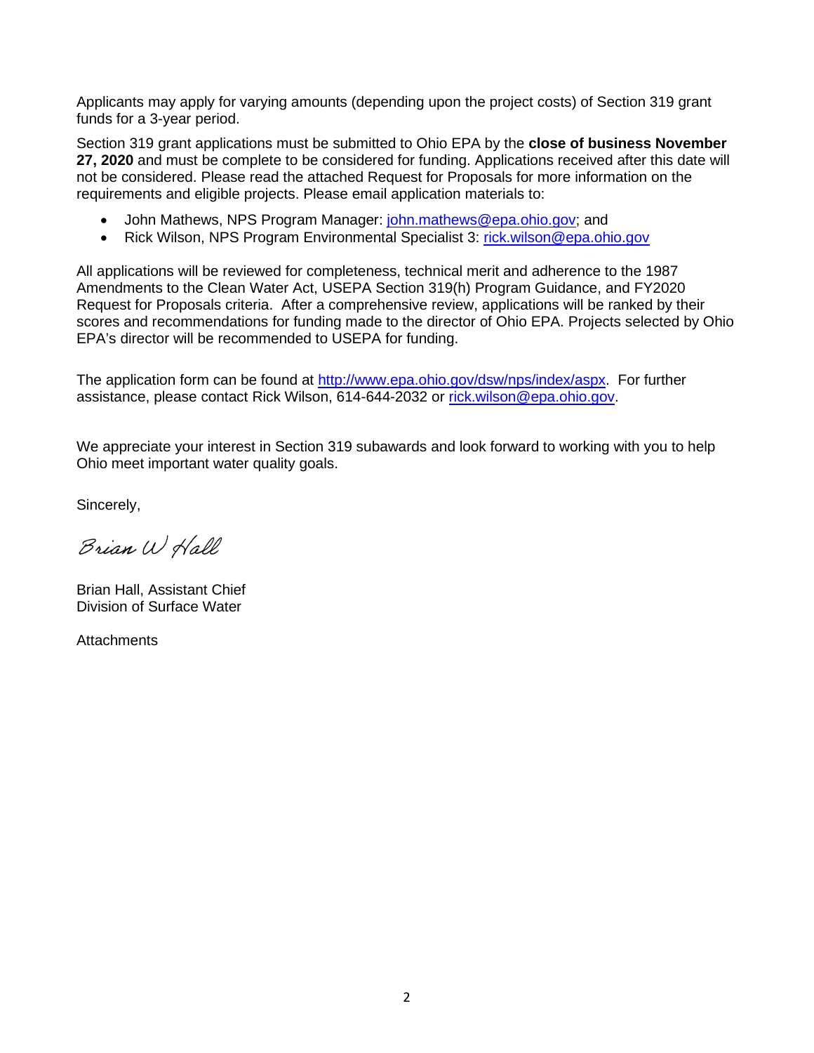Applicants may apply for varying amounts (depending upon the project costs) of Section 319 grant funds for a 3-year period.

Section 319 grant applications must be submitted to Ohio EPA by the **close of business November 27, 2020** and must be complete to be considered for funding. Applications received after this date will not be considered. Please read the attached Request for Proposals for more information on the requirements and eligible projects. Please email application materials to:

- John Mathews, NPS Program Manager: john.mathews@epa.ohio.gov; and
- Rick Wilson, NPS Program Environmental Specialist 3: rick.wilson@epa.ohio.gov

All applications will be reviewed for completeness, technical merit and adherence to the 1987 Amendments to the Clean Water Act, USEPA Section 319(h) Program Guidance, and FY2020 Request for Proposals criteria. After a comprehensive review, applications will be ranked by their scores and recommendations for funding made to the director of Ohio EPA. Projects selected by Ohio EPA's director will be recommended to USEPA for funding.

The application form can be found at http://www.epa.ohio.gov/dsw/nps/index/aspx. For further assistance, please contact Rick Wilson, 614-644-2032 or rick.wilson@epa.ohio.gov.

We appreciate your interest in Section 319 subawards and look forward to working with you to help Ohio meet important water quality goals.

Sincerely,

*Brian W Hall*

Brian Hall, Assistant Chief
Division of Surface Water

Attachments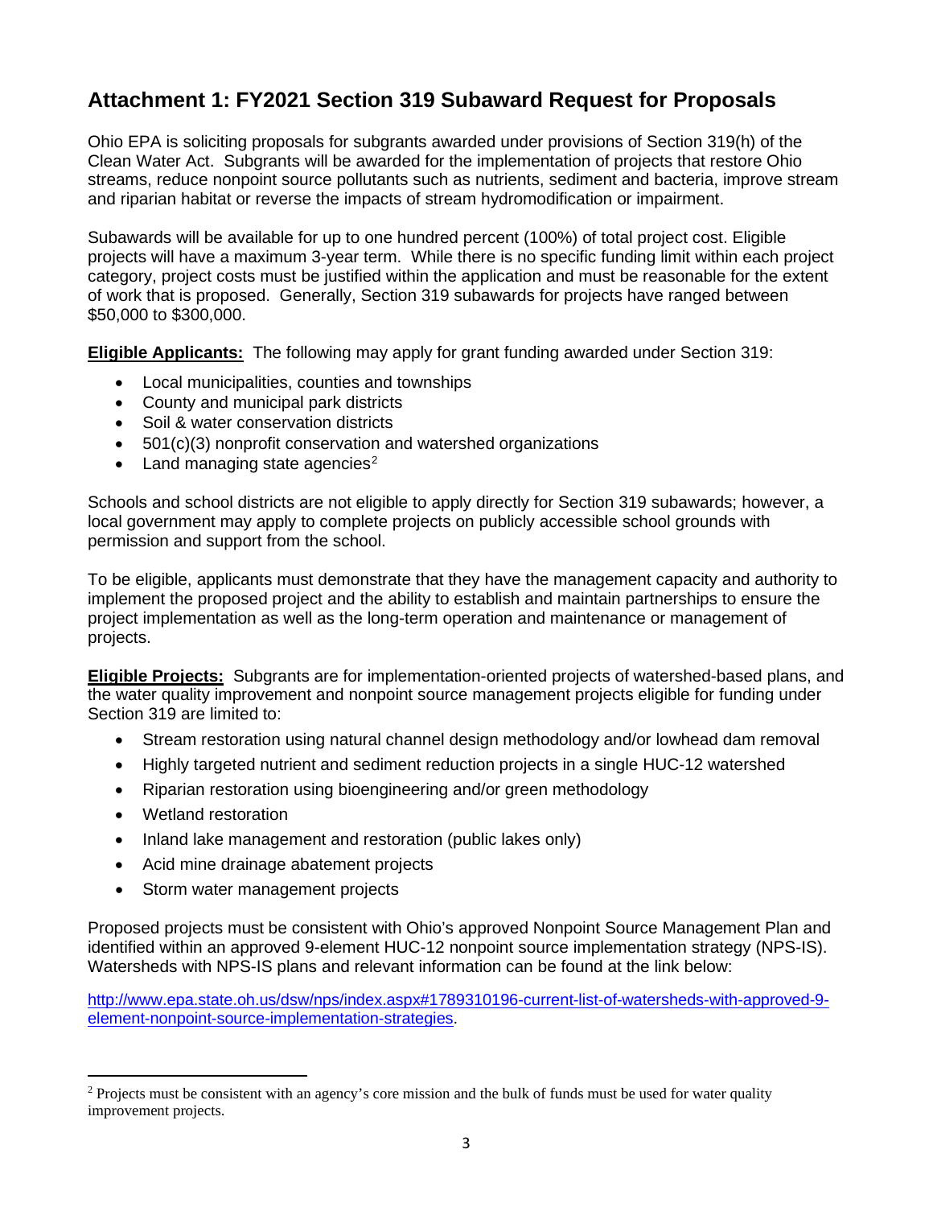## Attachment 1: FY2021 Section 319 Subaward Request for Proposals

Ohio EPA is soliciting proposals for subgrants awarded under provisions of Section 319(h) of the Clean Water Act. Subgrants will be awarded for the implementation of projects that restore Ohio streams, reduce nonpoint source pollutants such as nutrients, sediment and bacteria, improve stream and riparian habitat or reverse the impacts of stream hydromodification or impairment.

Subawards will be available for up to one hundred percent (100%) of total project cost. Eligible projects will have a maximum 3-year term. While there is no specific funding limit within each project category, project costs must be justified within the application and must be reasonable for the extent of work that is proposed. Generally, Section 319 subawards for projects have ranged between $50,000 to $300,000.

**Eligible Applicants:** The following may apply for grant funding awarded under Section 319:

- Local municipalities, counties and townships
- County and municipal park districts
- Soil & water conservation districts
- 501(c)(3) nonprofit conservation and watershed organizations
- Land managing state agencies[2]

Schools and school districts are not eligible to apply directly for Section 319 subawards; however, a local government may apply to complete projects on publicly accessible school grounds with permission and support from the school.

To be eligible, applicants must demonstrate that they have the management capacity and authority to implement the proposed project and the ability to establish and maintain partnerships to ensure the project implementation as well as the long-term operation and maintenance or management of projects.

**Eligible Projects:** Subgrants are for implementation-oriented projects of watershed-based plans, and the water quality improvement and nonpoint source management projects eligible for funding under Section 319 are limited to:

- Stream restoration using natural channel design methodology and/or lowhead dam removal
- Highly targeted nutrient and sediment reduction projects in a single HUC-12 watershed
- Riparian restoration using bioengineering and/or green methodology
- Wetland restoration
- Inland lake management and restoration (public lakes only)
- Acid mine drainage abatement projects
- Storm water management projects

Proposed projects must be consistent with Ohio's approved Nonpoint Source Management Plan and identified within an approved 9-element HUC-12 nonpoint source implementation strategy (NPS-IS). Watersheds with NPS-IS plans and relevant information can be found at the link below:

[http://www.epa.state.oh.us/dsw/nps/index.aspx#1789310196-current-list-of-watersheds-with-approved-9-element-nonpoint-source-implementation-strategies](http://www.epa.state.oh.us/dsw/nps/index.aspx#1789310196-current-list-of-watersheds-with-approved-9-element-nonpoint-source-implementation-strategies).

---

[2] Projects must be consistent with an agency's core mission and the bulk of funds must be used for water quality improvement projects.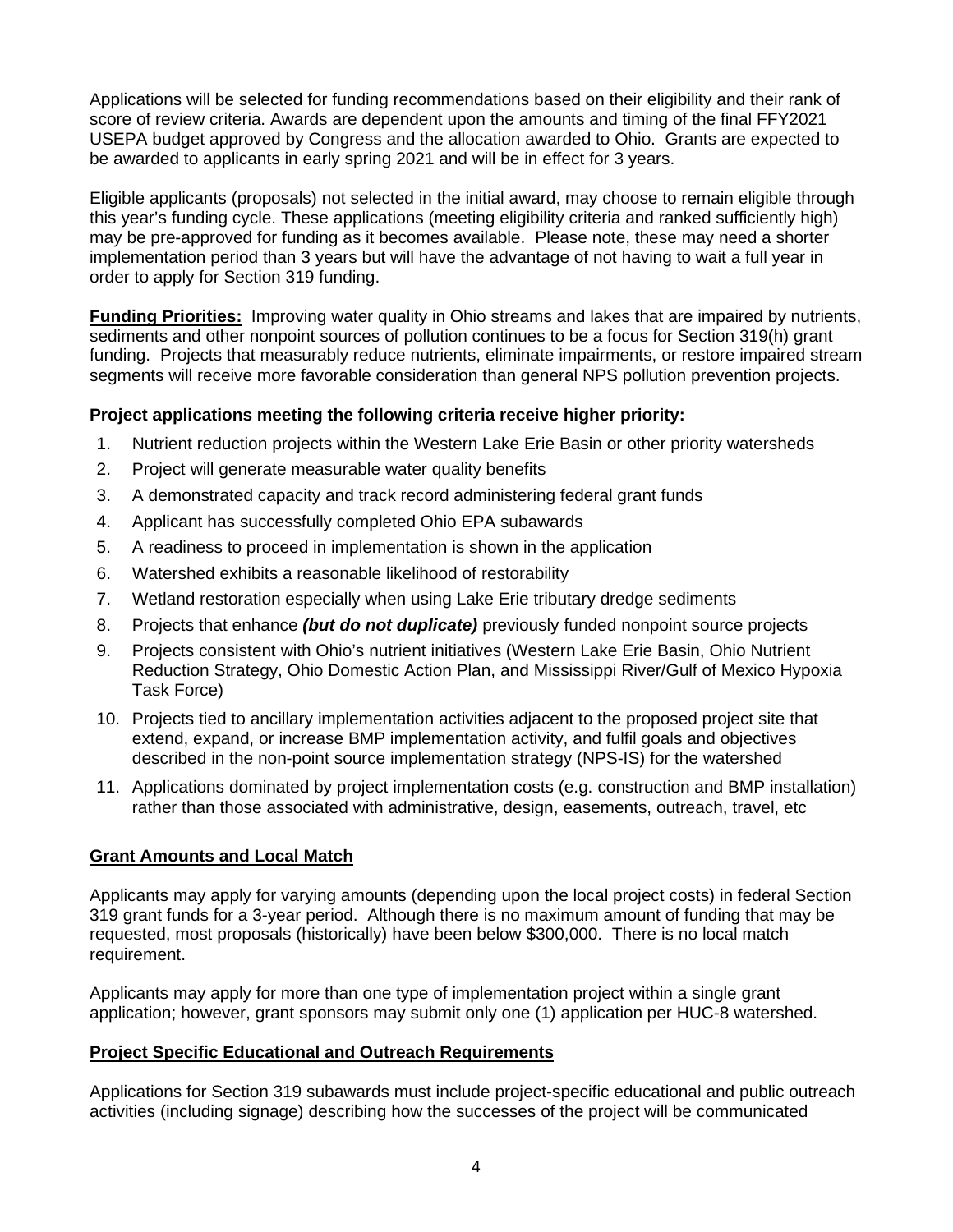Applications will be selected for funding recommendations based on their eligibility and their rank of score of review criteria. Awards are dependent upon the amounts and timing of the final FFY2021 USEPA budget approved by Congress and the allocation awarded to Ohio. Grants are expected to be awarded to applicants in early spring 2021 and will be in effect for 3 years.

Eligible applicants (proposals) not selected in the initial award, may choose to remain eligible through this year's funding cycle. These applications (meeting eligibility criteria and ranked sufficiently high) may be pre-approved for funding as it becomes available. Please note, these may need a shorter implementation period than 3 years but will have the advantage of not having to wait a full year in order to apply for Section 319 funding.

**Funding Priorities:** Improving water quality in Ohio streams and lakes that are impaired by nutrients, sediments and other nonpoint sources of pollution continues to be a focus for Section 319(h) grant funding. Projects that measurably reduce nutrients, eliminate impairments, or restore impaired stream segments will receive more favorable consideration than general NPS pollution prevention projects.

**Project applications meeting the following criteria receive higher priority:**

1. Nutrient reduction projects within the Western Lake Erie Basin or other priority watersheds
2. Project will generate measurable water quality benefits
3. A demonstrated capacity and track record administering federal grant funds
4. Applicant has successfully completed Ohio EPA subawards
5. A readiness to proceed in implementation is shown in the application
6. Watershed exhibits a reasonable likelihood of restorability
7. Wetland restoration especially when using Lake Erie tributary dredge sediments
8. Projects that enhance ***(but do not duplicate)*** previously funded nonpoint source projects
9. Projects consistent with Ohio's nutrient initiatives (Western Lake Erie Basin, Ohio Nutrient Reduction Strategy, Ohio Domestic Action Plan, and Mississippi River/Gulf of Mexico Hypoxia Task Force)
10. Projects tied to ancillary implementation activities adjacent to the proposed project site that extend, expand, or increase BMP implementation activity, and fulfil goals and objectives described in the non-point source implementation strategy (NPS-IS) for the watershed
11. Applications dominated by project implementation costs (e.g. construction and BMP installation) rather than those associated with administrative, design, easements, outreach, travel, etc

**Grant Amounts and Local Match**

Applicants may apply for varying amounts (depending upon the local project costs) in federal Section 319 grant funds for a 3-year period. Although there is no maximum amount of funding that may be requested, most proposals (historically) have been below $300,000. There is no local match requirement.

Applicants may apply for more than one type of implementation project within a single grant application; however, grant sponsors may submit only one (1) application per HUC-8 watershed.

**Project Specific Educational and Outreach Requirements**

Applications for Section 319 subawards must include project-specific educational and public outreach activities (including signage) describing how the successes of the project will be communicated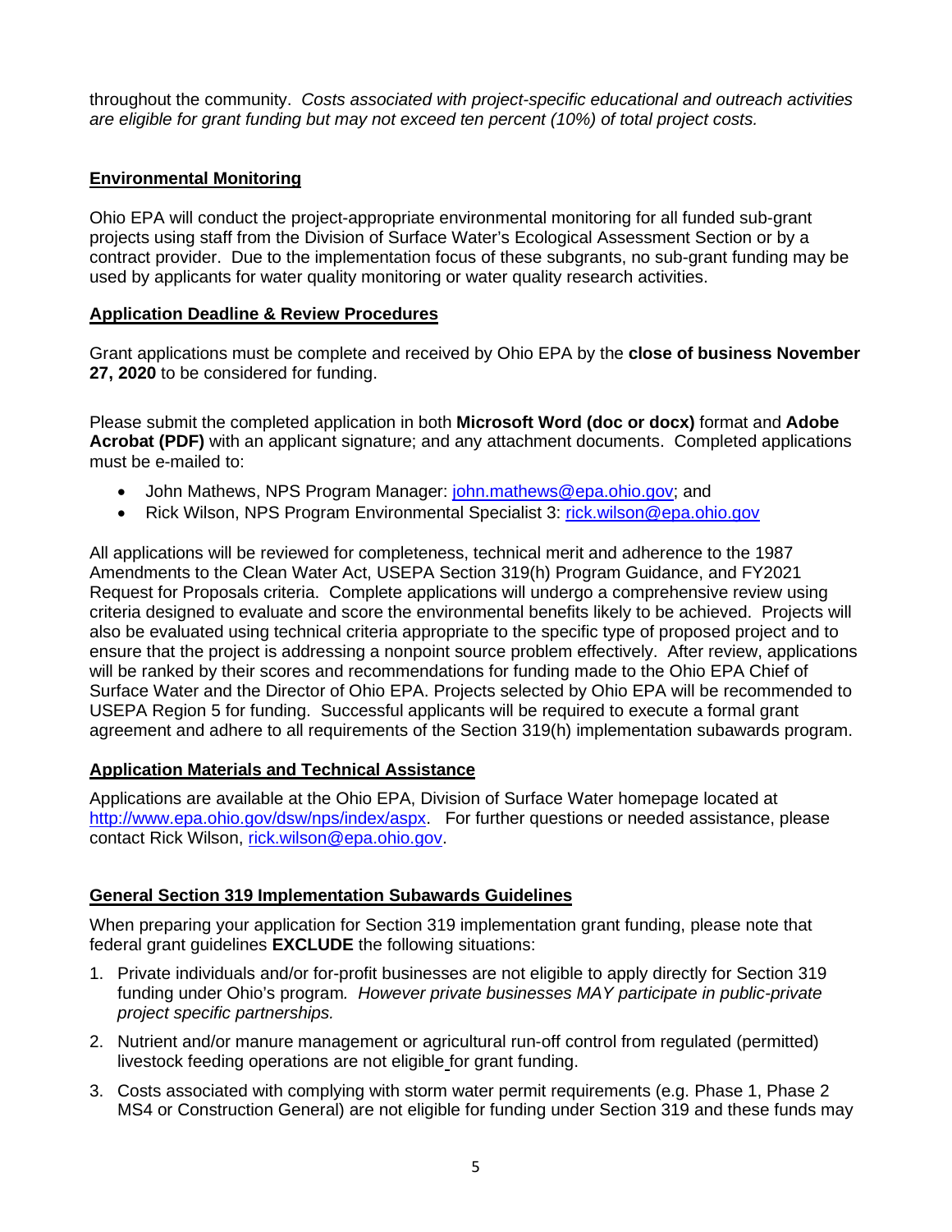throughout the community. *Costs associated with project-specific educational and outreach activities are eligible for grant funding but may not exceed ten percent (10%) of total project costs.*

## Environmental Monitoring

Ohio EPA will conduct the project-appropriate environmental monitoring for all funded sub-grant projects using staff from the Division of Surface Water's Ecological Assessment Section or by a contract provider. Due to the implementation focus of these subgrants, no sub-grant funding may be used by applicants for water quality monitoring or water quality research activities.

## Application Deadline & Review Procedures

Grant applications must be complete and received by Ohio EPA by the **close of business November 27, 2020** to be considered for funding.

Please submit the completed application in both **Microsoft Word (doc or docx)** format and **Adobe Acrobat (PDF)** with an applicant signature; and any attachment documents. Completed applications must be e-mailed to:

- John Mathews, NPS Program Manager: john.mathews@epa.ohio.gov; and
- Rick Wilson, NPS Program Environmental Specialist 3: rick.wilson@epa.ohio.gov

All applications will be reviewed for completeness, technical merit and adherence to the 1987 Amendments to the Clean Water Act, USEPA Section 319(h) Program Guidance, and FY2021 Request for Proposals criteria. Complete applications will undergo a comprehensive review using criteria designed to evaluate and score the environmental benefits likely to be achieved. Projects will also be evaluated using technical criteria appropriate to the specific type of proposed project and to ensure that the project is addressing a nonpoint source problem effectively. After review, applications will be ranked by their scores and recommendations for funding made to the Ohio EPA Chief of Surface Water and the Director of Ohio EPA. Projects selected by Ohio EPA will be recommended to USEPA Region 5 for funding. Successful applicants will be required to execute a formal grant agreement and adhere to all requirements of the Section 319(h) implementation subawards program.

## Application Materials and Technical Assistance

Applications are available at the Ohio EPA, Division of Surface Water homepage located at http://www.epa.ohio.gov/dsw/nps/index/aspx. For further questions or needed assistance, please contact Rick Wilson, rick.wilson@epa.ohio.gov.

## General Section 319 Implementation Subawards Guidelines

When preparing your application for Section 319 implementation grant funding, please note that federal grant guidelines **EXCLUDE** the following situations:

1. Private individuals and/or for-profit businesses are not eligible to apply directly for Section 319 funding under Ohio's program*. However private businesses MAY participate in public-private project specific partnerships.*
2. Nutrient and/or manure management or agricultural run-off control from regulated (permitted) livestock feeding operations are not eligible for grant funding.
3. Costs associated with complying with storm water permit requirements (e.g. Phase 1, Phase 2 MS4 or Construction General) are not eligible for funding under Section 319 and these funds may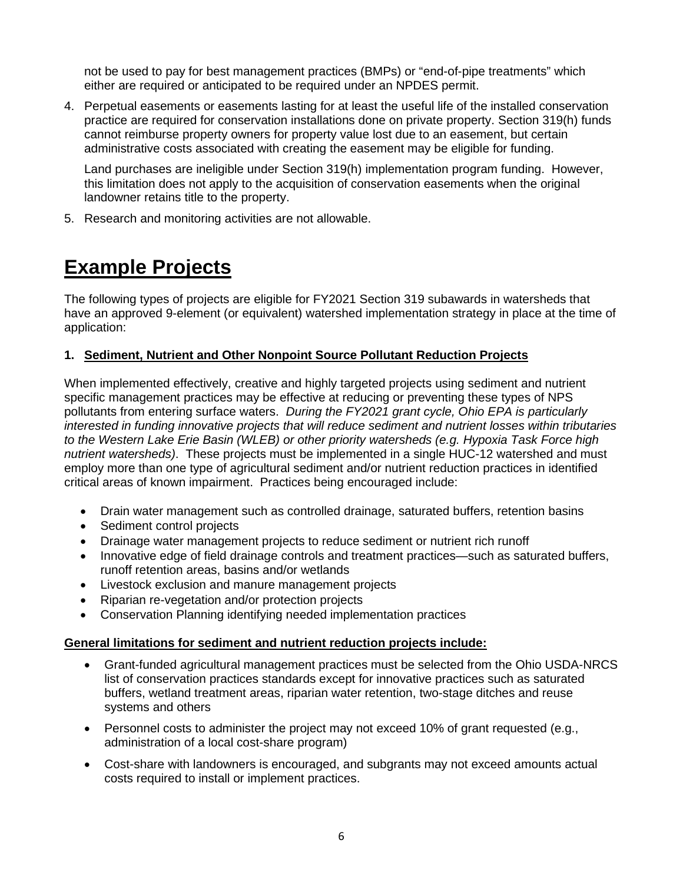not be used to pay for best management practices (BMPs) or "end-of-pipe treatments" which either are required or anticipated to be required under an NPDES permit.

4. Perpetual easements or easements lasting for at least the useful life of the installed conservation practice are required for conservation installations done on private property. Section 319(h) funds cannot reimburse property owners for property value lost due to an easement, but certain administrative costs associated with creating the easement may be eligible for funding.

   Land purchases are ineligible under Section 319(h) implementation program funding. However, this limitation does not apply to the acquisition of conservation easements when the original landowner retains title to the property.

5. Research and monitoring activities are not allowable.

# Example Projects

The following types of projects are eligible for FY2021 Section 319 subawards in watersheds that have an approved 9-element (or equivalent) watershed implementation strategy in place at the time of application:

### 1. Sediment, Nutrient and Other Nonpoint Source Pollutant Reduction Projects

When implemented effectively, creative and highly targeted projects using sediment and nutrient specific management practices may be effective at reducing or preventing these types of NPS pollutants from entering surface waters. *During the FY2021 grant cycle, Ohio EPA is particularly interested in funding innovative projects that will reduce sediment and nutrient losses within tributaries to the Western Lake Erie Basin (WLEB) or other priority watersheds (e.g. Hypoxia Task Force high nutrient watersheds)*. These projects must be implemented in a single HUC-12 watershed and must employ more than one type of agricultural sediment and/or nutrient reduction practices in identified critical areas of known impairment. Practices being encouraged include:

- Drain water management such as controlled drainage, saturated buffers, retention basins
- Sediment control projects
- Drainage water management projects to reduce sediment or nutrient rich runoff
- Innovative edge of field drainage controls and treatment practices—such as saturated buffers, runoff retention areas, basins and/or wetlands
- Livestock exclusion and manure management projects
- Riparian re-vegetation and/or protection projects
- Conservation Planning identifying needed implementation practices

**General limitations for sediment and nutrient reduction projects include:**

- Grant-funded agricultural management practices must be selected from the Ohio USDA-NRCS list of conservation practices standards except for innovative practices such as saturated buffers, wetland treatment areas, riparian water retention, two-stage ditches and reuse systems and others
- Personnel costs to administer the project may not exceed 10% of grant requested (e.g., administration of a local cost-share program)
- Cost-share with landowners is encouraged, and subgrants may not exceed amounts actual costs required to install or implement practices.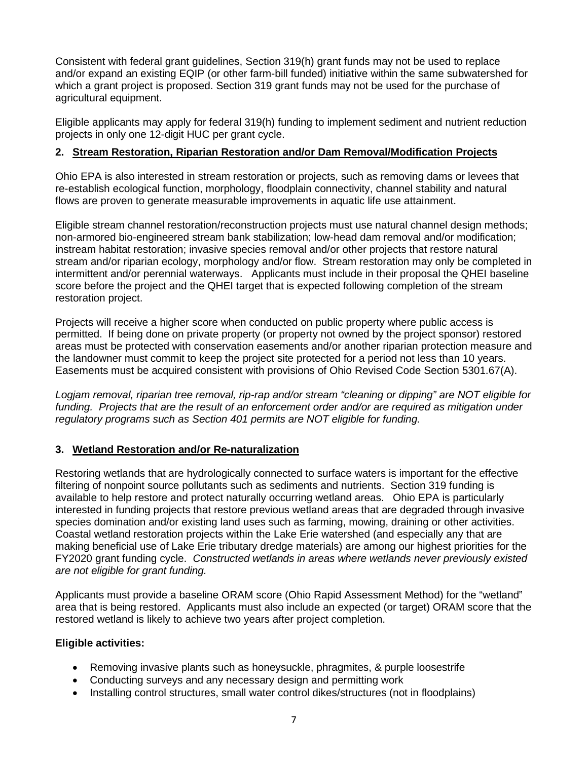Consistent with federal grant guidelines, Section 319(h) grant funds may not be used to replace and/or expand an existing EQIP (or other farm-bill funded) initiative within the same subwatershed for which a grant project is proposed. Section 319 grant funds may not be used for the purchase of agricultural equipment.

Eligible applicants may apply for federal 319(h) funding to implement sediment and nutrient reduction projects in only one 12-digit HUC per grant cycle.

### 2. Stream Restoration, Riparian Restoration and/or Dam Removal/Modification Projects

Ohio EPA is also interested in stream restoration or projects, such as removing dams or levees that re-establish ecological function, morphology, floodplain connectivity, channel stability and natural flows are proven to generate measurable improvements in aquatic life use attainment.

Eligible stream channel restoration/reconstruction projects must use natural channel design methods; non-armored bio-engineered stream bank stabilization; low-head dam removal and/or modification; instream habitat restoration; invasive species removal and/or other projects that restore natural stream and/or riparian ecology, morphology and/or flow. Stream restoration may only be completed in intermittent and/or perennial waterways. Applicants must include in their proposal the QHEI baseline score before the project and the QHEI target that is expected following completion of the stream restoration project.

Projects will receive a higher score when conducted on public property where public access is permitted. If being done on private property (or property not owned by the project sponsor) restored areas must be protected with conservation easements and/or another riparian protection measure and the landowner must commit to keep the project site protected for a period not less than 10 years. Easements must be acquired consistent with provisions of Ohio Revised Code Section 5301.67(A).

*Logjam removal, riparian tree removal, rip-rap and/or stream "cleaning or dipping" are NOT eligible for funding. Projects that are the result of an enforcement order and/or are required as mitigation under regulatory programs such as Section 401 permits are NOT eligible for funding.*

### 3. Wetland Restoration and/or Re-naturalization

Restoring wetlands that are hydrologically connected to surface waters is important for the effective filtering of nonpoint source pollutants such as sediments and nutrients. Section 319 funding is available to help restore and protect naturally occurring wetland areas. Ohio EPA is particularly interested in funding projects that restore previous wetland areas that are degraded through invasive species domination and/or existing land uses such as farming, mowing, draining or other activities. Coastal wetland restoration projects within the Lake Erie watershed (and especially any that are making beneficial use of Lake Erie tributary dredge materials) are among our highest priorities for the FY2020 grant funding cycle. *Constructed wetlands in areas where wetlands never previously existed are not eligible for grant funding.*

Applicants must provide a baseline ORAM score (Ohio Rapid Assessment Method) for the "wetland" area that is being restored. Applicants must also include an expected (or target) ORAM score that the restored wetland is likely to achieve two years after project completion.

**Eligible activities:**

- Removing invasive plants such as honeysuckle, phragmites, & purple loosestrife
- Conducting surveys and any necessary design and permitting work
- Installing control structures, small water control dikes/structures (not in floodplains)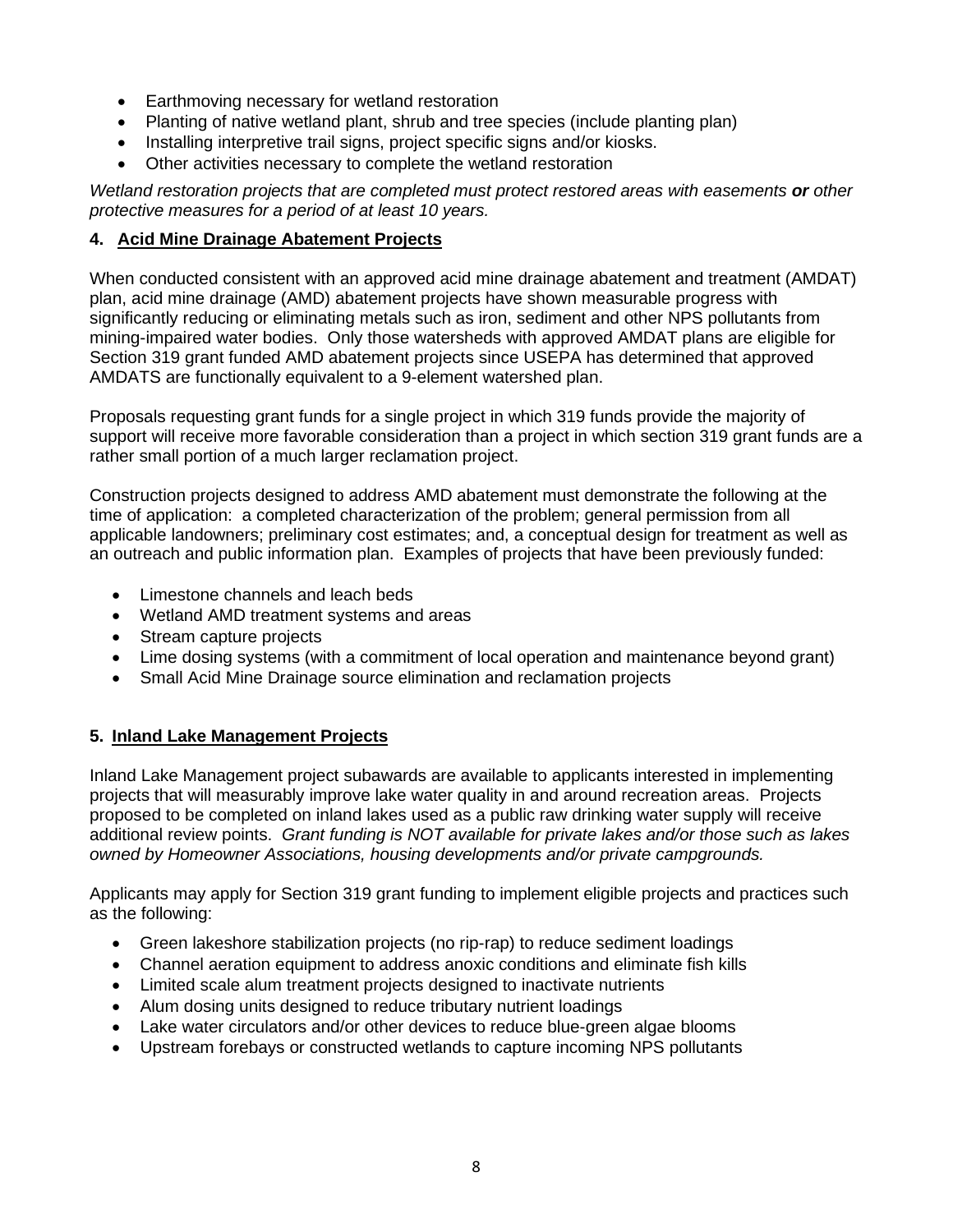- Earthmoving necessary for wetland restoration
- Planting of native wetland plant, shrub and tree species (include planting plan)
- Installing interpretive trail signs, project specific signs and/or kiosks.
- Other activities necessary to complete the wetland restoration

*Wetland restoration projects that are completed must protect restored areas with easements* ***or*** *other protective measures for a period of at least 10 years.*

### 4. Acid Mine Drainage Abatement Projects

When conducted consistent with an approved acid mine drainage abatement and treatment (AMDAT) plan, acid mine drainage (AMD) abatement projects have shown measurable progress with significantly reducing or eliminating metals such as iron, sediment and other NPS pollutants from mining-impaired water bodies. Only those watersheds with approved AMDAT plans are eligible for Section 319 grant funded AMD abatement projects since USEPA has determined that approved AMDATS are functionally equivalent to a 9-element watershed plan.

Proposals requesting grant funds for a single project in which 319 funds provide the majority of support will receive more favorable consideration than a project in which section 319 grant funds are a rather small portion of a much larger reclamation project.

Construction projects designed to address AMD abatement must demonstrate the following at the time of application: a completed characterization of the problem; general permission from all applicable landowners; preliminary cost estimates; and, a conceptual design for treatment as well as an outreach and public information plan. Examples of projects that have been previously funded:

- Limestone channels and leach beds
- Wetland AMD treatment systems and areas
- Stream capture projects
- Lime dosing systems (with a commitment of local operation and maintenance beyond grant)
- Small Acid Mine Drainage source elimination and reclamation projects

### 5. Inland Lake Management Projects

Inland Lake Management project subawards are available to applicants interested in implementing projects that will measurably improve lake water quality in and around recreation areas. Projects proposed to be completed on inland lakes used as a public raw drinking water supply will receive additional review points. *Grant funding is NOT available for private lakes and/or those such as lakes owned by Homeowner Associations, housing developments and/or private campgrounds.*

Applicants may apply for Section 319 grant funding to implement eligible projects and practices such as the following:

- Green lakeshore stabilization projects (no rip-rap) to reduce sediment loadings
- Channel aeration equipment to address anoxic conditions and eliminate fish kills
- Limited scale alum treatment projects designed to inactivate nutrients
- Alum dosing units designed to reduce tributary nutrient loadings
- Lake water circulators and/or other devices to reduce blue-green algae blooms
- Upstream forebays or constructed wetlands to capture incoming NPS pollutants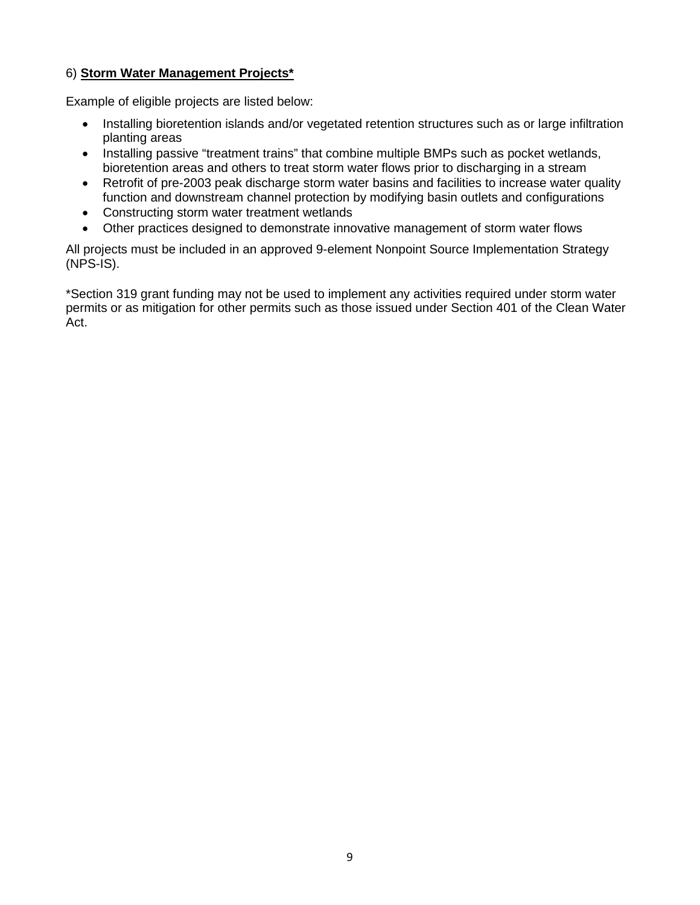6) **<u>Storm Water Management Projects*</u>**

Example of eligible projects are listed below:

- Installing bioretention islands and/or vegetated retention structures such as or large infiltration planting areas
- Installing passive “treatment trains” that combine multiple BMPs such as pocket wetlands, bioretention areas and others to treat storm water flows prior to discharging in a stream
- Retrofit of pre-2003 peak discharge storm water basins and facilities to increase water quality function and downstream channel protection by modifying basin outlets and configurations
- Constructing storm water treatment wetlands
- Other practices designed to demonstrate innovative management of storm water flows

All projects must be included in an approved 9-element Nonpoint Source Implementation Strategy (NPS-IS).

*Section 319 grant funding may not be used to implement any activities required under storm water permits or as mitigation for other permits such as those issued under Section 401 of the Clean Water Act.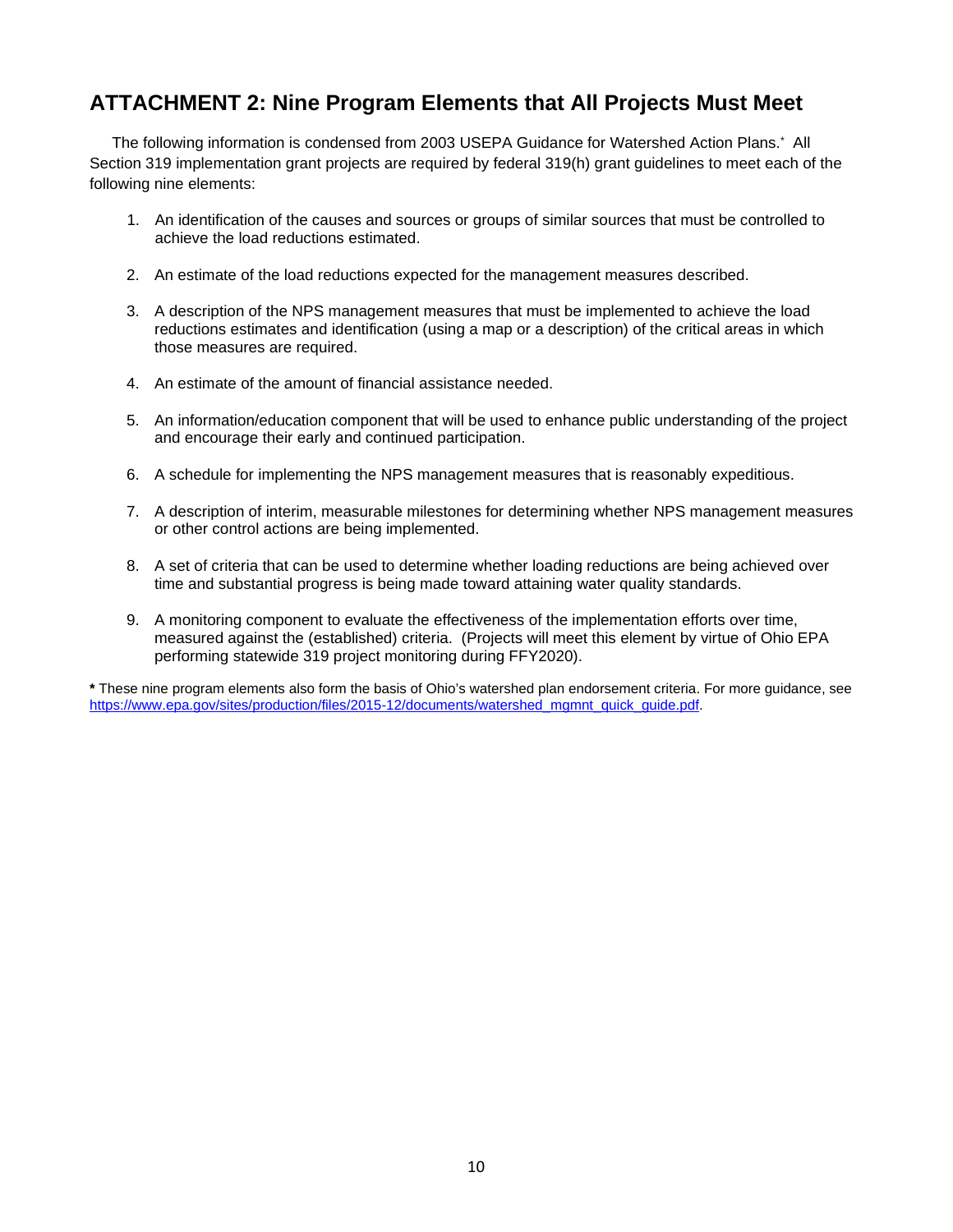## ATTACHMENT 2: Nine Program Elements that All Projects Must Meet

The following information is condensed from 2003 USEPA Guidance for Watershed Action Plans.* All Section 319 implementation grant projects are required by federal 319(h) grant guidelines to meet each of the following nine elements:

1. An identification of the causes and sources or groups of similar sources that must be controlled to achieve the load reductions estimated.
2. An estimate of the load reductions expected for the management measures described.
3. A description of the NPS management measures that must be implemented to achieve the load reductions estimates and identification (using a map or a description) of the critical areas in which those measures are required.
4. An estimate of the amount of financial assistance needed.
5. An information/education component that will be used to enhance public understanding of the project and encourage their early and continued participation.
6. A schedule for implementing the NPS management measures that is reasonably expeditious.
7. A description of interim, measurable milestones for determining whether NPS management measures or other control actions are being implemented.
8. A set of criteria that can be used to determine whether loading reductions are being achieved over time and substantial progress is being made toward attaining water quality standards.
9. A monitoring component to evaluate the effectiveness of the implementation efforts over time, measured against the (established) criteria. (Projects will meet this element by virtue of Ohio EPA performing statewide 319 project monitoring during FFY2020).

**\*** These nine program elements also form the basis of Ohio's watershed plan endorsement criteria. For more guidance, see https://www.epa.gov/sites/production/files/2015-12/documents/watershed_mgmnt_quick_guide.pdf.